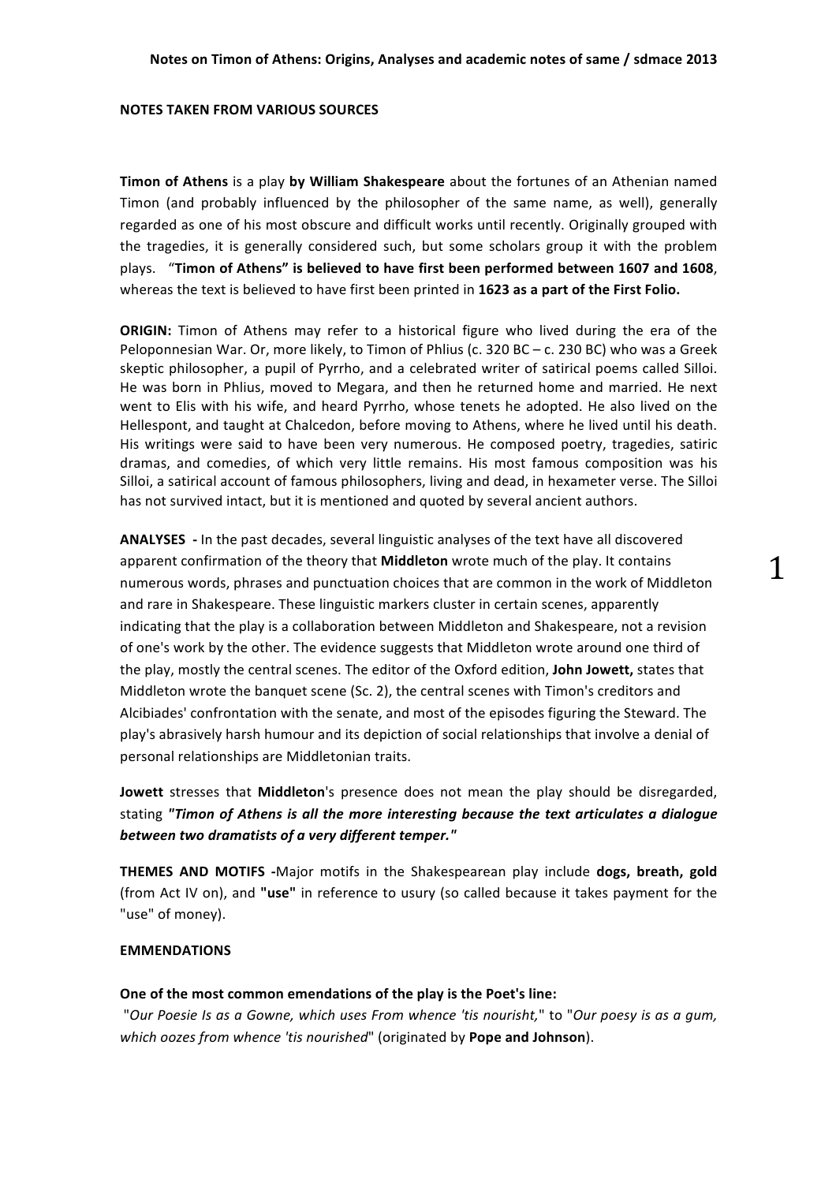**NOTES TAKEN FROM VARIOUS SOURCES**

**Timon of Athens** is a play **by William Shakespeare** about the fortunes of an Athenian named Timon (and probably influenced by the philosopher of the same name, as well), generally regarded as one of his most obscure and difficult works until recently. Originally grouped with the tragedies, it is generally considered such, but some scholars group it with the problem plays. "**Timon of Athens" is believed to have first been performed between 1607 and 1608**, whereas the text is believed to have first been printed in **1623 as a part of the First Folio.**

**ORIGIN:** Timon of Athens may refer to a historical figure who lived during the era of the Peloponnesian War. Or, more likely, to Timon of Phlius (c. 320 BC – c. 230 BC) who was a Greek skeptic philosopher, a pupil of Pyrrho, and a celebrated writer of satirical poems called Silloi. He was born in Phlius, moved to Megara, and then he returned home and married. He next went to Elis with his wife, and heard Pyrrho, whose tenets he adopted. He also lived on the Hellespont, and taught at Chalcedon, before moving to Athens, where he lived until his death. His writings were said to have been very numerous. He composed poetry, tragedies, satiric dramas, and comedies, of which very little remains. His most famous composition was his Silloi, a satirical account of famous philosophers, living and dead, in hexameter verse. The Silloi has not survived intact, but it is mentioned and quoted by several ancient authors.

**ANALYSES -** In the past decades, several linguistic analyses of the text have all discovered apparent confirmation of the theory that **Middleton** wrote much of the play. It contains numerous words, phrases and punctuation choices that are common in the work of Middleton and rare in Shakespeare. These linguistic markers cluster in certain scenes, apparently indicating that the play is a collaboration between Middleton and Shakespeare, not a revision of one's work by the other. The evidence suggests that Middleton wrote around one third of the play, mostly the central scenes. The editor of the Oxford edition, **John Jowett,** states that Middleton wrote the banquet scene (Sc. 2), the central scenes with Timon's creditors and Alcibiades' confrontation with the senate, and most of the episodes figuring the Steward. The play's abrasively harsh humour and its depiction of social relationships that involve a denial of personal relationships are Middletonian traits.

**Jowett** stresses that **Middleton**'s presence does not mean the play should be disregarded, stating ***"Timon of Athens is all the more interesting because the text articulates a dialogue between two dramatists of a very different temper."***

**THEMES AND MOTIFS -**Major motifs in the Shakespearean play include **dogs, breath, gold** (from Act IV on), and **"use"** in reference to usury (so called because it takes payment for the "use" of money).

**EMMENDATIONS**

**One of the most common emendations of the play is the Poet's line:**
"*Our Poesie Is as a Gowne, which uses From whence 'tis nourisht,*" to "*Our poesy is as a gum, which oozes from whence 'tis nourished*" (originated by **Pope and Johnson**).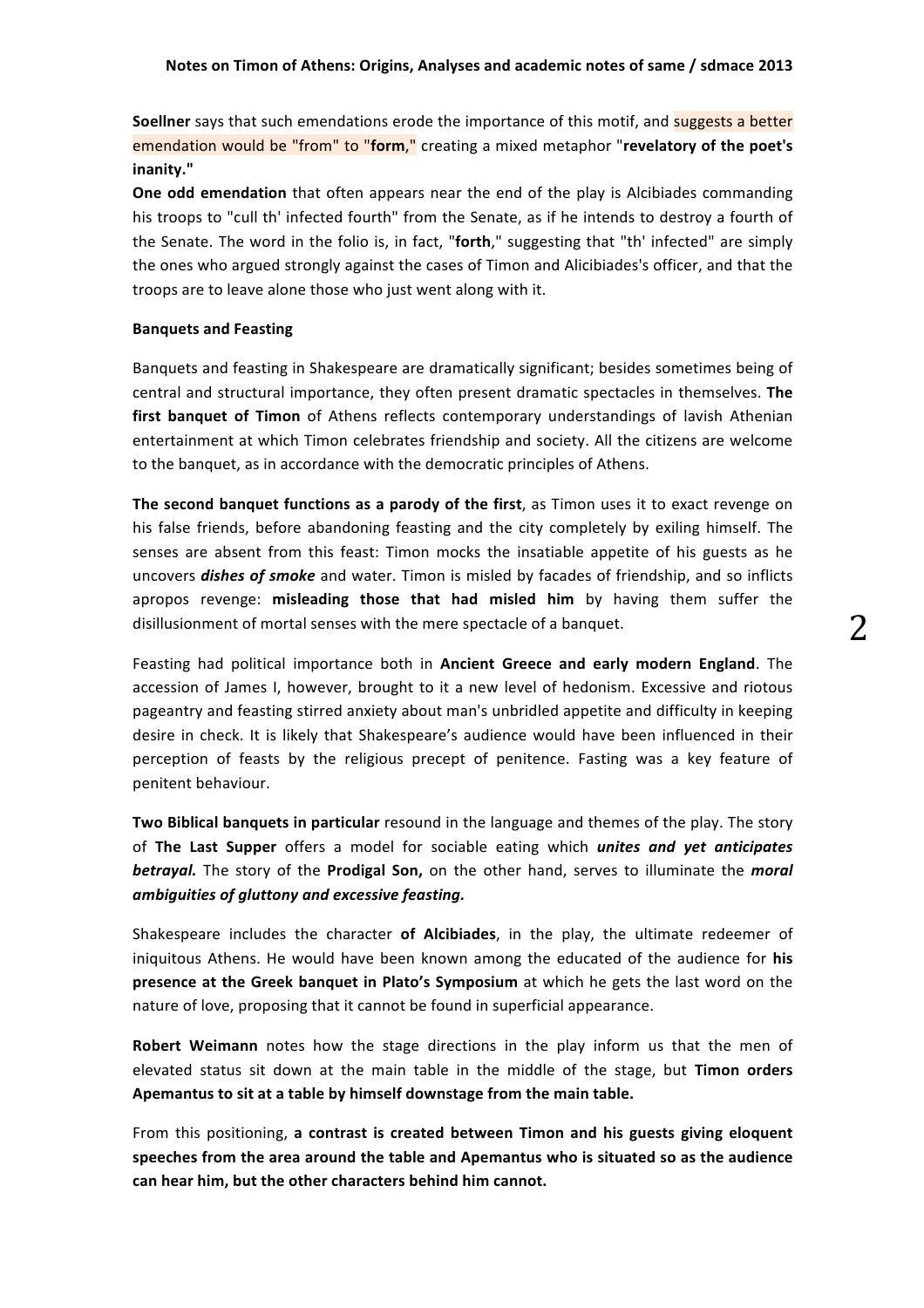**Soellner** says that such emendations erode the importance of this motif, and suggests a better emendation would be "from" to "**form**," creating a mixed metaphor "**revelatory of the poet's inanity."**

**One odd emendation** that often appears near the end of the play is Alcibiades commanding his troops to "cull th' infected fourth" from the Senate, as if he intends to destroy a fourth of the Senate. The word in the folio is, in fact, "**forth**," suggesting that "th' infected" are simply the ones who argued strongly against the cases of Timon and Alicibiades's officer, and that the troops are to leave alone those who just went along with it.

**Banquets and Feasting**

Banquets and feasting in Shakespeare are dramatically significant; besides sometimes being of central and structural importance, they often present dramatic spectacles in themselves. **The first banquet of Timon** of Athens reflects contemporary understandings of lavish Athenian entertainment at which Timon celebrates friendship and society. All the citizens are welcome to the banquet, as in accordance with the democratic principles of Athens.

**The second banquet functions as a parody of the first**, as Timon uses it to exact revenge on his false friends, before abandoning feasting and the city completely by exiling himself. The senses are absent from this feast: Timon mocks the insatiable appetite of his guests as he uncovers ***dishes of smoke*** and water. Timon is misled by facades of friendship, and so inflicts apropos revenge: **misleading those that had misled him** by having them suffer the disillusionment of mortal senses with the mere spectacle of a banquet.

Feasting had political importance both in **Ancient Greece and early modern England**. The accession of James I, however, brought to it a new level of hedonism. Excessive and riotous pageantry and feasting stirred anxiety about man's unbridled appetite and difficulty in keeping desire in check. It is likely that Shakespeare's audience would have been influenced in their perception of feasts by the religious precept of penitence. Fasting was a key feature of penitent behaviour.

**Two Biblical banquets in particular** resound in the language and themes of the play. The story of **The Last Supper** offers a model for sociable eating which ***unites and yet anticipates betrayal.*** The story of the **Prodigal Son,** on the other hand, serves to illuminate the ***moral ambiguities of gluttony and excessive feasting.***

Shakespeare includes the character **of Alcibiades**, in the play, the ultimate redeemer of iniquitous Athens. He would have been known among the educated of the audience for **his presence at the Greek banquet in Plato's Symposium** at which he gets the last word on the nature of love, proposing that it cannot be found in superficial appearance.

**Robert Weimann** notes how the stage directions in the play inform us that the men of elevated status sit down at the main table in the middle of the stage, but **Timon orders Apemantus to sit at a table by himself downstage from the main table.**

From this positioning, **a contrast is created between Timon and his guests giving eloquent speeches from the area around the table and Apemantus who is situated so as the audience can hear him, but the other characters behind him cannot.**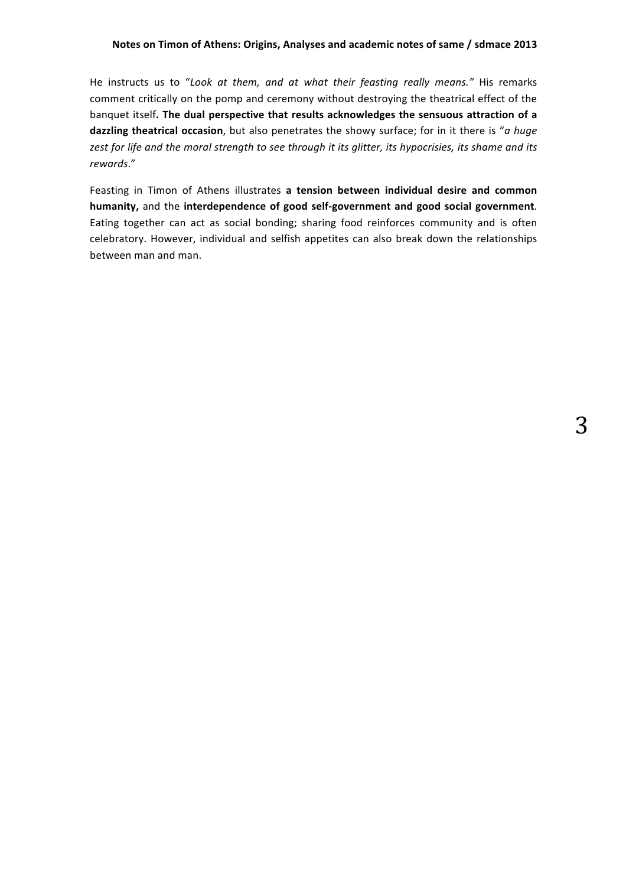He instructs us to "*Look at them, and at what their feasting really means.*" His remarks comment critically on the pomp and ceremony without destroying the theatrical effect of the banquet itself**. The dual perspective that results acknowledges the sensuous attraction of a dazzling theatrical occasion**, but also penetrates the showy surface; for in it there is "*a huge zest for life and the moral strength to see through it its glitter, its hypocrisies, its shame and its rewards*."

Feasting in Timon of Athens illustrates **a tension between individual desire and common humanity,** and the **interdependence of good self-government and good social government**. Eating together can act as social bonding; sharing food reinforces community and is often celebratory. However, individual and selfish appetites can also break down the relationships between man and man.